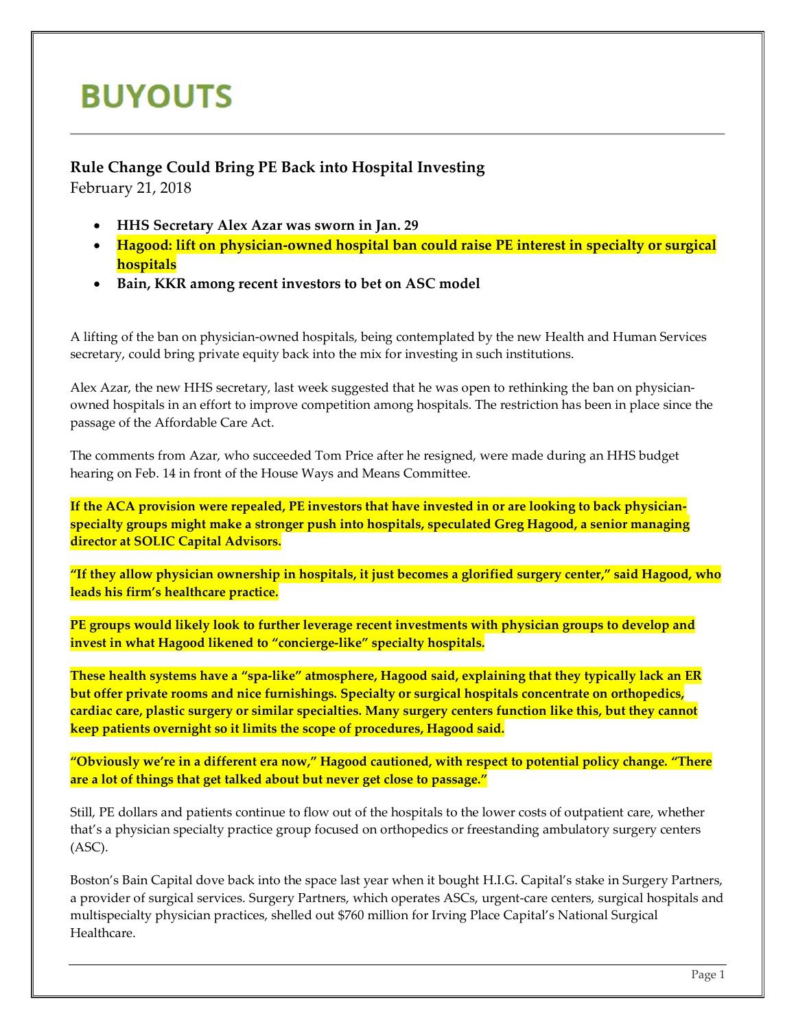# BUYOUTS

## Rule Change Could Bring PE Back into Hospital Investing

February 21, 2018

- **HHS Secretary Alex Azar was sworn in Jan. 29**
- **Hagood: lift on physician-owned hospital ban could raise PE interest in specialty or surgical hospitals**
- **Bain, KKR among recent investors to bet on ASC model**

A lifting of the ban on physician-owned hospitals, being contemplated by the new Health and Human Services secretary, could bring private equity back into the mix for investing in such institutions.

Alex Azar, the new HHS secretary, last week suggested that he was open to rethinking the ban on physician-owned hospitals in an effort to improve competition among hospitals. The restriction has been in place since the passage of the Affordable Care Act.

The comments from Azar, who succeeded Tom Price after he resigned, were made during an HHS budget hearing on Feb. 14 in front of the House Ways and Means Committee.

**If the ACA provision were repealed, PE investors that have invested in or are looking to back physician-specialty groups might make a stronger push into hospitals, speculated Greg Hagood, a senior managing director at SOLIC Capital Advisors.**

**"If they allow physician ownership in hospitals, it just becomes a glorified surgery center," said Hagood, who leads his firm's healthcare practice.**

**PE groups would likely look to further leverage recent investments with physician groups to develop and invest in what Hagood likened to "concierge-like" specialty hospitals.**

**These health systems have a "spa-like" atmosphere, Hagood said, explaining that they typically lack an ER but offer private rooms and nice furnishings. Specialty or surgical hospitals concentrate on orthopedics, cardiac care, plastic surgery or similar specialties. Many surgery centers function like this, but they cannot keep patients overnight so it limits the scope of procedures, Hagood said.**

**"Obviously we're in a different era now," Hagood cautioned, with respect to potential policy change. "There are a lot of things that get talked about but never get close to passage."**

Still, PE dollars and patients continue to flow out of the hospitals to the lower costs of outpatient care, whether that's a physician specialty practice group focused on orthopedics or freestanding ambulatory surgery centers (ASC).

Boston's Bain Capital dove back into the space last year when it bought H.I.G. Capital's stake in Surgery Partners, a provider of surgical services. Surgery Partners, which operates ASCs, urgent-care centers, surgical hospitals and multispecialty physician practices, shelled out $760 million for Irving Place Capital's National Surgical Healthcare.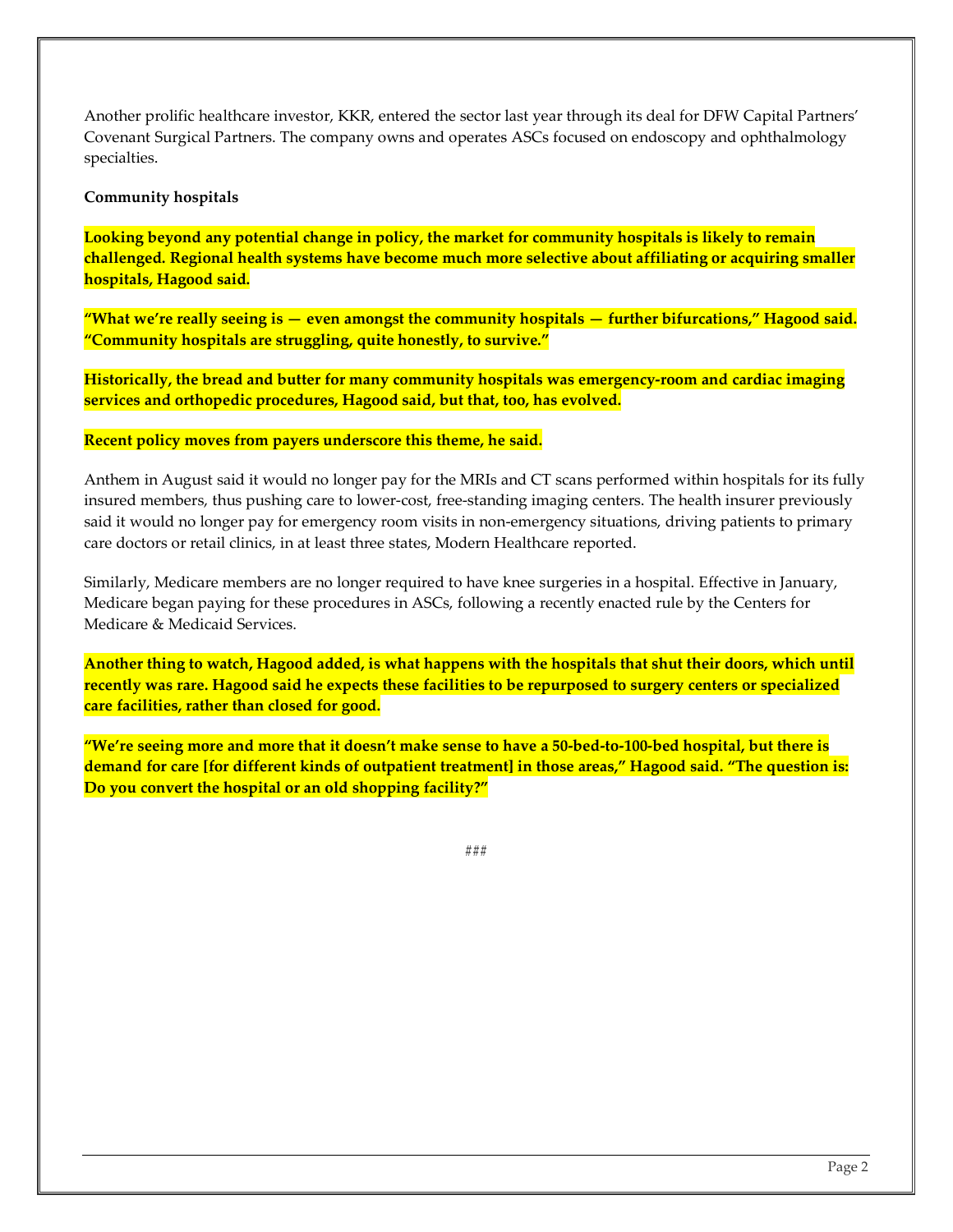Another prolific healthcare investor, KKR, entered the sector last year through its deal for DFW Capital Partners' Covenant Surgical Partners. The company owns and operates ASCs focused on endoscopy and ophthalmology specialties.

**Community hospitals**

**Looking beyond any potential change in policy, the market for community hospitals is likely to remain challenged. Regional health systems have become much more selective about affiliating or acquiring smaller hospitals, Hagood said.**

**"What we're really seeing is — even amongst the community hospitals — further bifurcations," Hagood said. "Community hospitals are struggling, quite honestly, to survive."**

**Historically, the bread and butter for many community hospitals was emergency-room and cardiac imaging services and orthopedic procedures, Hagood said, but that, too, has evolved.**

**Recent policy moves from payers underscore this theme, he said.**

Anthem in August said it would no longer pay for the MRIs and CT scans performed within hospitals for its fully insured members, thus pushing care to lower-cost, free-standing imaging centers. The health insurer previously said it would no longer pay for emergency room visits in non-emergency situations, driving patients to primary care doctors or retail clinics, in at least three states, Modern Healthcare reported.

Similarly, Medicare members are no longer required to have knee surgeries in a hospital. Effective in January, Medicare began paying for these procedures in ASCs, following a recently enacted rule by the Centers for Medicare & Medicaid Services.

**Another thing to watch, Hagood added, is what happens with the hospitals that shut their doors, which until recently was rare. Hagood said he expects these facilities to be repurposed to surgery centers or specialized care facilities, rather than closed for good.**

**"We're seeing more and more that it doesn't make sense to have a 50-bed-to-100-bed hospital, but there is demand for care [for different kinds of outpatient treatment] in those areas," Hagood said. "The question is: Do you convert the hospital or an old shopping facility?"**

###